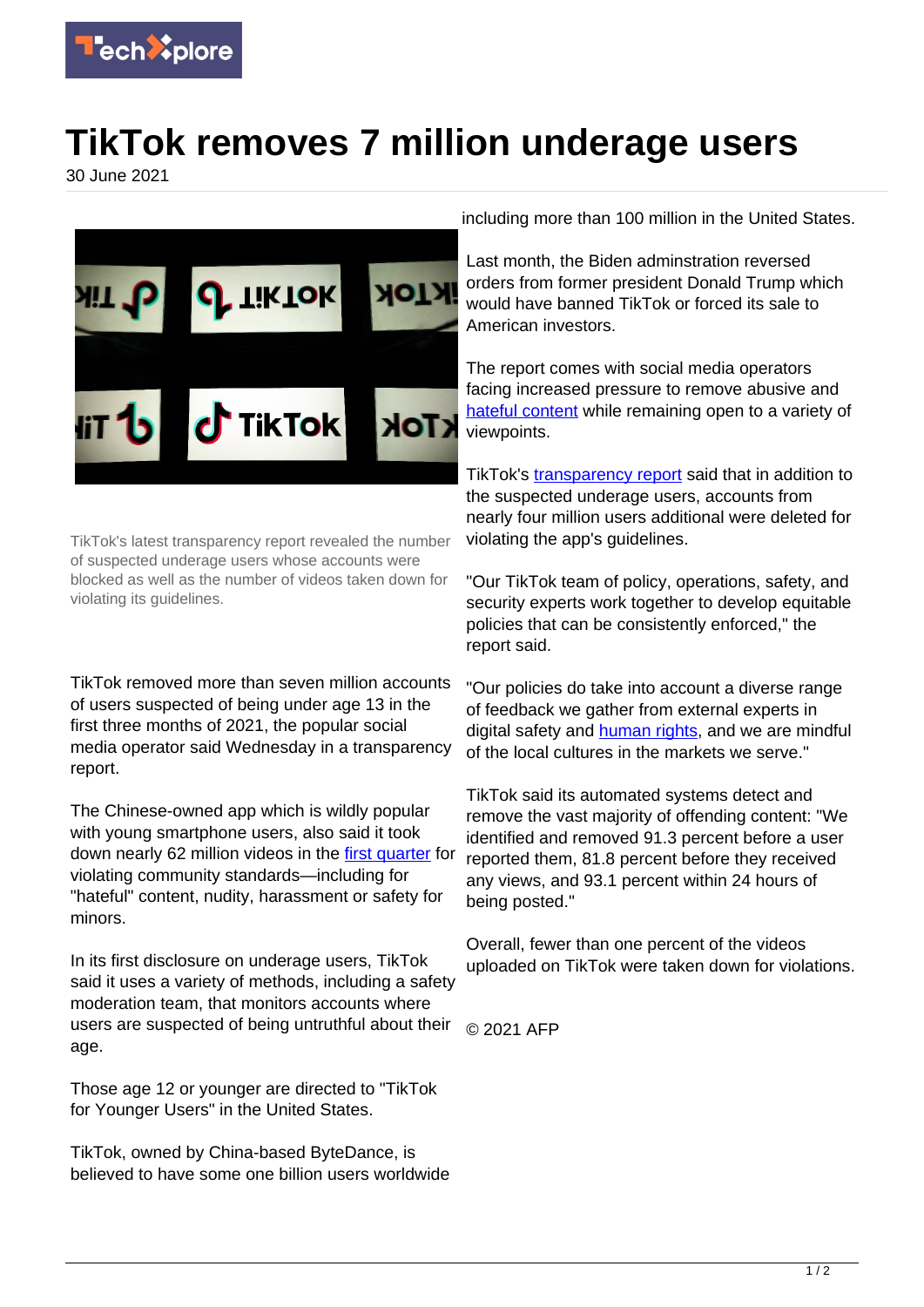# TikTok removes 7 million underage users

30 June 2021

TikTok's latest transparency report revealed the number of suspected underage users whose accounts were blocked as well as the number of videos taken down for violating its guidelines.

TikTok removed more than seven million accounts of users suspected of being under age 13 in the first three months of 2021, the popular social media operator said Wednesday in a transparency report.

The Chinese-owned app which is wildly popular with young smartphone users, also said it took down nearly 62 million videos in the first quarter for violating community standards—including for "hateful" content, nudity, harassment or safety for minors.

In its first disclosure on underage users, TikTok said it uses a variety of methods, including a safety moderation team, that monitors accounts where users are suspected of being untruthful about their age.

Those age 12 or younger are directed to "TikTok for Younger Users" in the United States.

TikTok, owned by China-based ByteDance, is believed to have some one billion users worldwide including more than 100 million in the United States.

Last month, the Biden adminstration reversed orders from former president Donald Trump which would have banned TikTok or forced its sale to American investors.

The report comes with social media operators facing increased pressure to remove abusive and hateful content while remaining open to a variety of viewpoints.

TikTok's transparency report said that in addition to the suspected underage users, accounts from nearly four million users additional were deleted for violating the app's guidelines.

"Our TikTok team of policy, operations, safety, and security experts work together to develop equitable policies that can be consistently enforced," the report said.

"Our policies do take into account a diverse range of feedback we gather from external experts in digital safety and human rights, and we are mindful of the local cultures in the markets we serve."

TikTok said its automated systems detect and remove the vast majority of offending content: "We identified and removed 91.3 percent before a user reported them, 81.8 percent before they received any views, and 93.1 percent within 24 hours of being posted."

Overall, fewer than one percent of the videos uploaded on TikTok were taken down for violations.

© 2021 AFP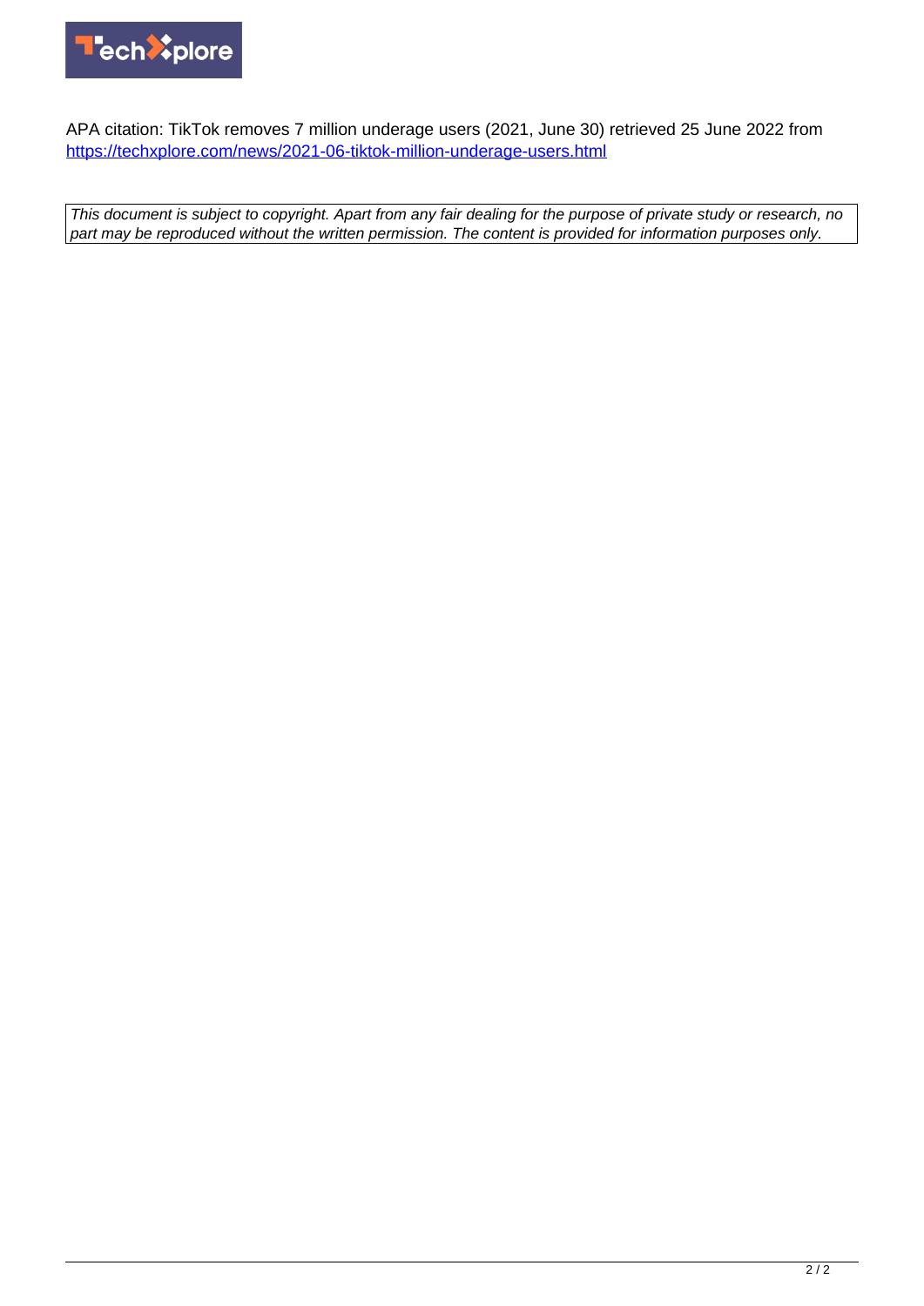APA citation: TikTok removes 7 million underage users (2021, June 30) retrieved 25 June 2022 from https://techxplore.com/news/2021-06-tiktok-million-underage-users.html

*This document is subject to copyright. Apart from any fair dealing for the purpose of private study or research, no part may be reproduced without the written permission. The content is provided for information purposes only.*